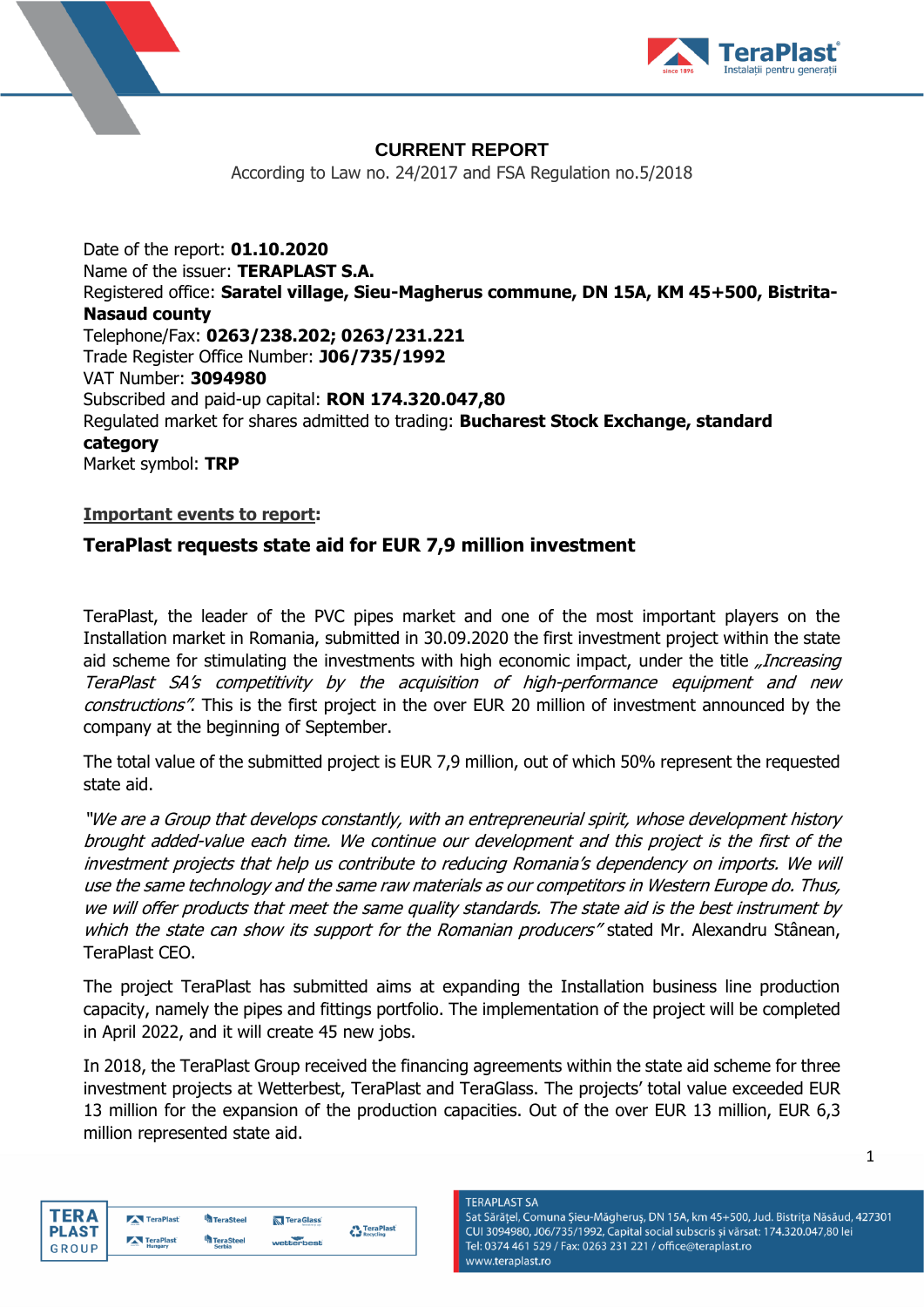# CURRENT REPORT

According to Law no. 24/2017 and FSA Regulation no.5/2018

Date of the report: **01.10.2020**
Name of the issuer: **TERAPLAST S.A.**
Registered office: **Saratel village, Sieu-Magherus commune, DN 15A, KM 45+500, Bistrita-Nasaud county**
Telephone/Fax: **0263/238.202; 0263/231.221**
Trade Register Office Number: **J06/735/1992**
VAT Number: **3094980**
Subscribed and paid-up capital: **RON 174.320.047,80**
Regulated market for shares admitted to trading: **Bucharest Stock Exchange, standard category**
Market symbol: **TRP**

**Important events to report**:

**TeraPlast requests state aid for EUR 7,9 million investment**

TeraPlast, the leader of the PVC pipes market and one of the most important players on the Installation market in Romania, submitted in 30.09.2020 the first investment project within the state aid scheme for stimulating the investments with high economic impact, under the title *„Increasing TeraPlast SA's competitivity by the acquisition of high-performance equipment and new constructions"*. This is the first project in the over EUR 20 million of investment announced by the company at the beginning of September.

The total value of the submitted project is EUR 7,9 million, out of which 50% represent the requested state aid.

*"We are a Group that develops constantly, with an entrepreneurial spirit, whose development history brought added-value each time. We continue our development and this project is the first of the investment projects that help us contribute to reducing Romania's dependency on imports. We will use the same technology and the same raw materials as our competitors in Western Europe do. Thus, we will offer products that meet the same quality standards. The state aid is the best instrument by which the state can show its support for the Romanian producers"* stated Mr. Alexandru Stânean, TeraPlast CEO.

The project TeraPlast has submitted aims at expanding the Installation business line production capacity, namely the pipes and fittings portfolio. The implementation of the project will be completed in April 2022, and it will create 45 new jobs.

In 2018, the TeraPlast Group received the financing agreements within the state aid scheme for three investment projects at Wetterbest, TeraPlast and TeraGlass. The projects' total value exceeded EUR 13 million for the expansion of the production capacities. Out of the over EUR 13 million, EUR 6,3 million represented state aid.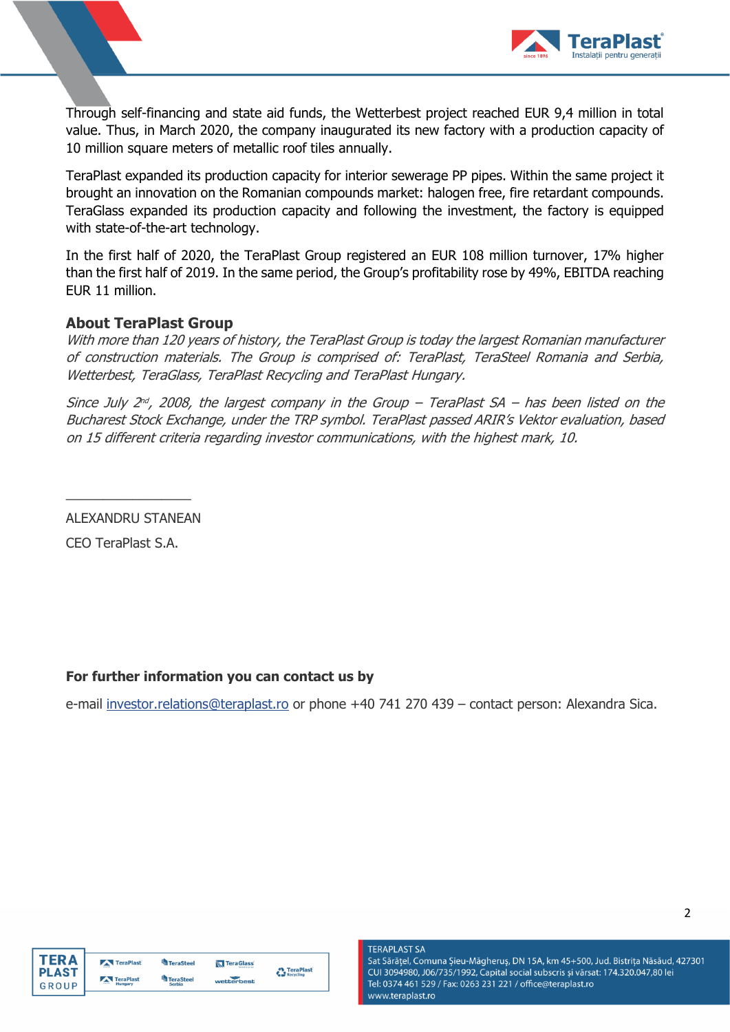Through self-financing and state aid funds, the Wetterbest project reached EUR 9,4 million in total value. Thus, in March 2020, the company inaugurated its new factory with a production capacity of 10 million square meters of metallic roof tiles annually.

TeraPlast expanded its production capacity for interior sewerage PP pipes. Within the same project it brought an innovation on the Romanian compounds market: halogen free, fire retardant compounds. TeraGlass expanded its production capacity and following the investment, the factory is equipped with state-of-the-art technology.

In the first half of 2020, the TeraPlast Group registered an EUR 108 million turnover, 17% higher than the first half of 2019. In the same period, the Group's profitability rose by 49%, EBITDA reaching EUR 11 million.

## About TeraPlast Group

*With more than 120 years of history, the TeraPlast Group is today the largest Romanian manufacturer of construction materials. The Group is comprised of: TeraPlast, TeraSteel Romania and Serbia, Wetterbest, TeraGlass, TeraPlast Recycling and TeraPlast Hungary.*

*Since July 2nd, 2008, the largest company in the Group – TeraPlast SA – has been listed on the Bucharest Stock Exchange, under the TRP symbol. TeraPlast passed ARIR's Vektor evaluation, based on 15 different criteria regarding investor communications, with the highest mark, 10.*

\_\_\_\_\_\_\_\_\_\_\_\_\_\_\_\_\_\_

ALEXANDRU STANEAN

CEO TeraPlast S.A.

**For further information you can contact us by**

e-mail investor.relations@teraplast.ro or phone +40 741 270 439 – contact person: Alexandra Sica.

TERAPLAST SA
Sat Sărățel, Comuna Șieu-Măgheruș, DN 15A, km 45+500, Jud. Bistrița Năsăud, 427301
CUI 3094980, J06/735/1992, Capital social subscris și vărsat: 174.320.047,80 lei
Tel: 0374 461 529 / Fax: 0263 231 221 / office@teraplast.ro
www.teraplast.ro